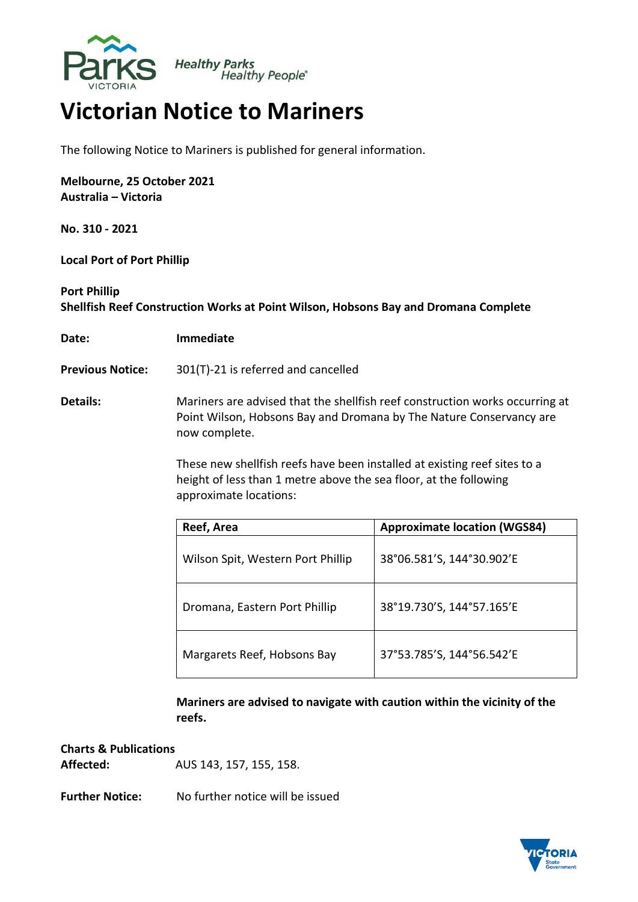Parks Victoria — *Healthy Parks Healthy People*®

# Victorian Notice to Mariners

The following Notice to Mariners is published for general information.

**Melbourne, 25 October 2021**
**Australia – Victoria**

**No. 310 - 2021**

**Local Port of Port Phillip**

**Port Phillip**
**Shellfish Reef Construction Works at Point Wilson, Hobsons Bay and Dromana Complete**

**Date:** **Immediate**

**Previous Notice:** 301(T)-21 is referred and cancelled

**Details:** Mariners are advised that the shellfish reef construction works occurring at Point Wilson, Hobsons Bay and Dromana by The Nature Conservancy are now complete.

These new shellfish reefs have been installed at existing reef sites to a height of less than 1 metre above the sea floor, at the following approximate locations:

| Reef, Area | Approximate location (WGS84) |
|---|---|
| Wilson Spit, Western Port Phillip | 38°06.581'S, 144°30.902'E |
| Dromana, Eastern Port Phillip | 38°19.730'S, 144°57.165'E |
| Margarets Reef, Hobsons Bay | 37°53.785'S, 144°56.542'E |

**Mariners are advised to navigate with caution within the vicinity of the reefs.**

**Charts & Publications Affected:** AUS 143, 157, 155, 158.

**Further Notice:** No further notice will be issued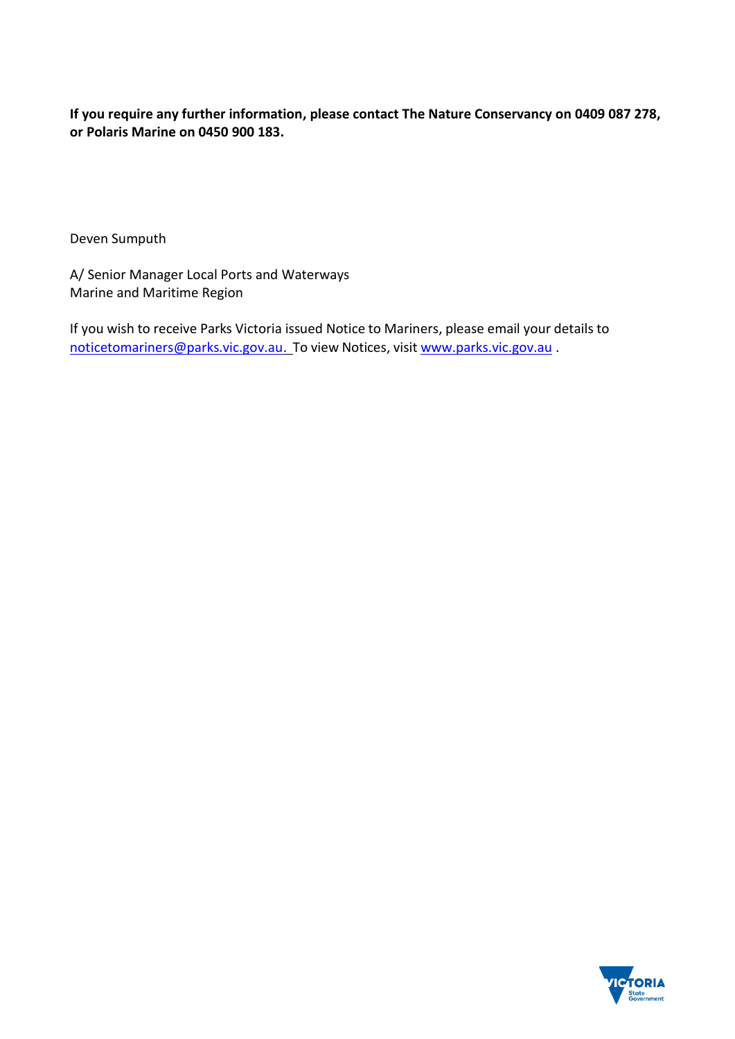**If you require any further information, please contact The Nature Conservancy on 0409 087 278, or Polaris Marine on 0450 900 183.**

Deven Sumputh

A/ Senior Manager Local Ports and Waterways
Marine and Maritime Region

If you wish to receive Parks Victoria issued Notice to Mariners, please email your details to noticetomariners@parks.vic.gov.au. To view Notices, visit www.parks.vic.gov.au .